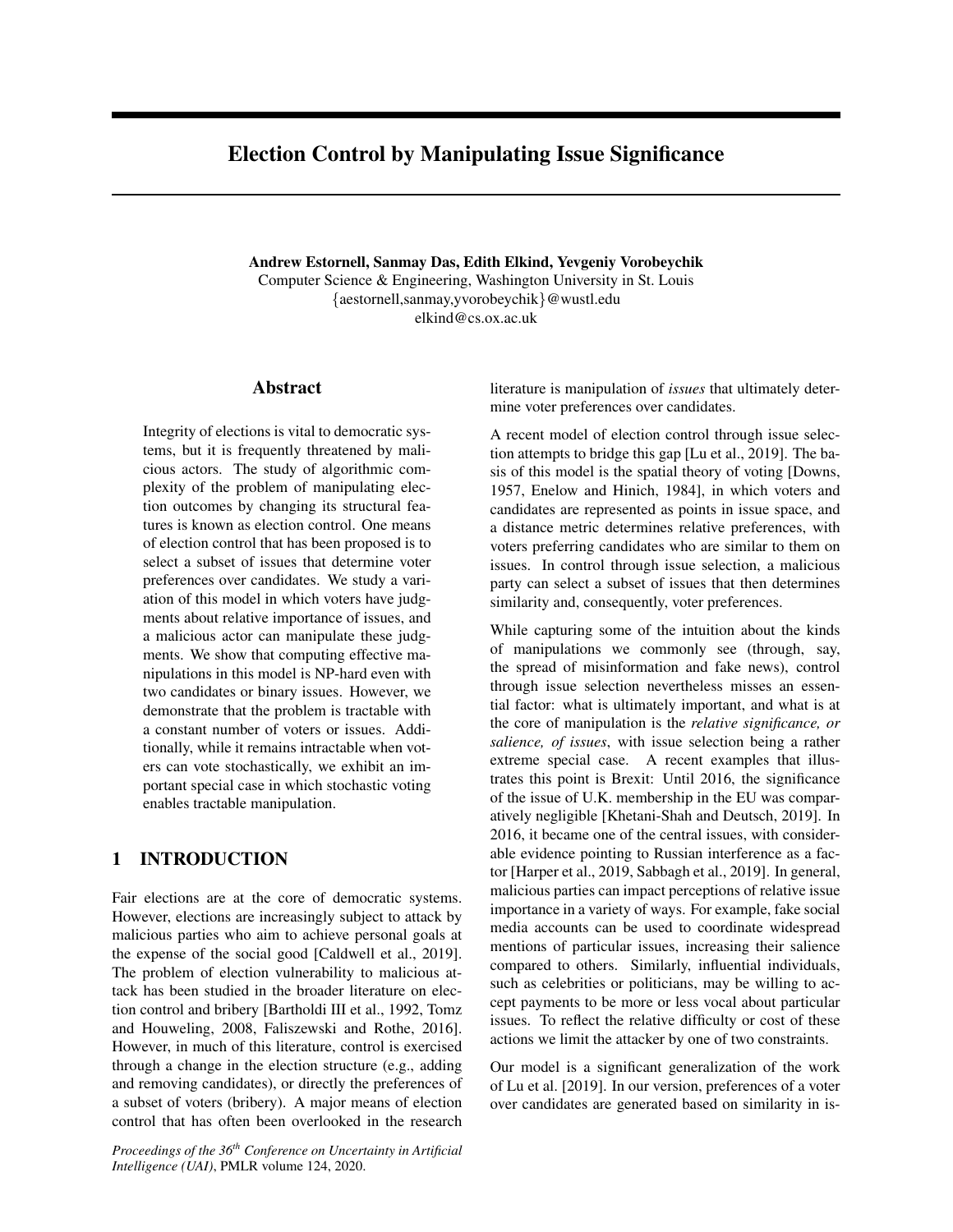# Election Control by Manipulating Issue Significance

**Andrew Estornell, Sanmay Das, Edith Elkind, Yevgeniy Vorobeychik**
Computer Science & Engineering, Washington University in St. Louis
{aestornell,sanmay,yvorobeychik}@wustl.edu
elkind@cs.ox.ac.uk

## Abstract

Integrity of elections is vital to democratic systems, but it is frequently threatened by malicious actors. The study of algorithmic complexity of the problem of manipulating election outcomes by changing its structural features is known as election control. One means of election control that has been proposed is to select a subset of issues that determine voter preferences over candidates. We study a variation of this model in which voters have judgments about relative importance of issues, and a malicious actor can manipulate these judgments. We show that computing effective manipulations in this model is NP-hard even with two candidates or binary issues. However, we demonstrate that the problem is tractable with a constant number of voters or issues. Additionally, while it remains intractable when voters can vote stochastically, we exhibit an important special case in which stochastic voting enables tractable manipulation.

## 1 INTRODUCTION

Fair elections are at the core of democratic systems. However, elections are increasingly subject to attack by malicious parties who aim to achieve personal goals at the expense of the social good [Caldwell et al., 2019]. The problem of election vulnerability to malicious attack has been studied in the broader literature on election control and bribery [Bartholdi III et al., 1992, Tomz and Houweling, 2008, Faliszewski and Rothe, 2016]. However, in much of this literature, control is exercised through a change in the election structure (e.g., adding and removing candidates), or directly the preferences of a subset of voters (bribery). A major means of election control that has often been overlooked in the research literature is manipulation of *issues* that ultimately determine voter preferences over candidates.

A recent model of election control through issue selection attempts to bridge this gap [Lu et al., 2019]. The basis of this model is the spatial theory of voting [Downs, 1957, Enelow and Hinich, 1984], in which voters and candidates are represented as points in issue space, and a distance metric determines relative preferences, with voters preferring candidates who are similar to them on issues. In control through issue selection, a malicious party can select a subset of issues that then determines similarity and, consequently, voter preferences.

While capturing some of the intuition about the kinds of manipulations we commonly see (through, say, the spread of misinformation and fake news), control through issue selection nevertheless misses an essential factor: what is ultimately important, and what is at the core of manipulation is the *relative significance, or salience, of issues*, with issue selection being a rather extreme special case. A recent examples that illustrates this point is Brexit: Until 2016, the significance of the issue of U.K. membership in the EU was comparatively negligible [Khetani-Shah and Deutsch, 2019]. In 2016, it became one of the central issues, with considerable evidence pointing to Russian interference as a factor [Harper et al., 2019, Sabbagh et al., 2019]. In general, malicious parties can impact perceptions of relative issue importance in a variety of ways. For example, fake social media accounts can be used to coordinate widespread mentions of particular issues, increasing their salience compared to others. Similarly, influential individuals, such as celebrities or politicians, may be willing to accept payments to be more or less vocal about particular issues. To reflect the relative difficulty or cost of these actions we limit the attacker by one of two constraints.

Our model is a significant generalization of the work of Lu et al. [2019]. In our version, preferences of a voter over candidates are generated based on similarity in is-

*Proceedings of the 36[th] Conference on Uncertainty in Artificial Intelligence (UAI)*, PMLR volume 124, 2020.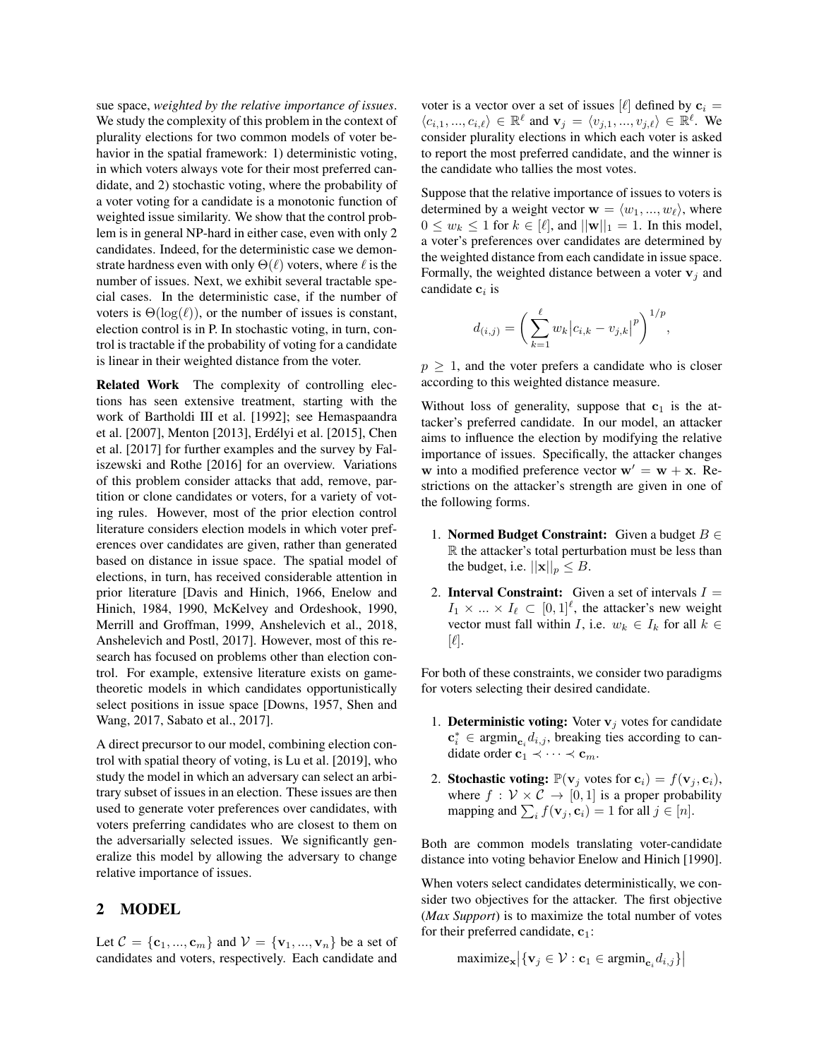sue space, *weighted by the relative importance of issues*. We study the complexity of this problem in the context of plurality elections for two common models of voter behavior in the spatial framework: 1) deterministic voting, in which voters always vote for their most preferred candidate, and 2) stochastic voting, where the probability of a voter voting for a candidate is a monotonic function of weighted issue similarity. We show that the control problem is in general NP-hard in either case, even with only 2 candidates. Indeed, for the deterministic case we demonstrate hardness even with only $\Theta(\ell)$ voters, where $\ell$ is the number of issues. Next, we exhibit several tractable special cases. In the deterministic case, if the number of voters is $\Theta(\log(\ell))$, or the number of issues is constant, election control is in P. In stochastic voting, in turn, control is tractable if the probability of voting for a candidate is linear in their weighted distance from the voter.

**Related Work** The complexity of controlling elections has seen extensive treatment, starting with the work of Bartholdi III et al. [1992]; see Hemaspaandra et al. [2007], Menton [2013], Erdélyi et al. [2015], Chen et al. [2017] for further examples and the survey by Faliszewski and Rothe [2016] for an overview. Variations of this problem consider attacks that add, remove, partition or clone candidates or voters, for a variety of voting rules. However, most of the prior election control literature considers election models in which voter preferences over candidates are given, rather than generated based on distance in issue space. The spatial model of elections, in turn, has received considerable attention in prior literature [Davis and Hinich, 1966, Enelow and Hinich, 1984, 1990, McKelvey and Ordeshook, 1990, Merrill and Groffman, 1999, Anshelevich et al., 2018, Anshelevich and Postl, 2017]. However, most of this research has focused on problems other than election control. For example, extensive literature exists on game-theoretic models in which candidates opportunistically select positions in issue space [Downs, 1957, Shen and Wang, 2017, Sabato et al., 2017].

A direct precursor to our model, combining election control with spatial theory of voting, is Lu et al. [2019], who study the model in which an adversary can select an arbitrary subset of issues in an election. These issues are then used to generate voter preferences over candidates, with voters preferring candidates who are closest to them on the adversarially selected issues. We significantly generalize this model by allowing the adversary to change relative importance of issues.

## 2 MODEL

Let $\mathcal{C} = \{\mathbf{c}_1, ..., \mathbf{c}_m\}$ and $\mathcal{V} = \{\mathbf{v}_1, ..., \mathbf{v}_n\}$ be a set of candidates and voters, respectively. Each candidate and voter is a vector over a set of issues $[\ell]$ defined by $\mathbf{c}_i = \langle c_{i,1}, ..., c_{i,\ell}\rangle \in \mathbb{R}^\ell$ and $\mathbf{v}_j = \langle v_{j,1}, ..., v_{j,\ell}\rangle \in \mathbb{R}^\ell$. We consider plurality elections in which each voter is asked to report the most preferred candidate, and the winner is the candidate who tallies the most votes.

Suppose that the relative importance of issues to voters is determined by a weight vector $\mathbf{w} = \langle w_1, ..., w_\ell\rangle$, where $0 \leq w_k \leq 1$ for $k \in [\ell]$, and $||\mathbf{w}||_1 = 1$. In this model, a voter's preferences over candidates are determined by the weighted distance from each candidate in issue space. Formally, the weighted distance between a voter $\mathbf{v}_j$ and candidate $\mathbf{c}_i$ is

$$d_{(i,j)} = \left( \sum_{k=1}^{\ell} w_k \left|c_{i,k} - v_{j,k}\right|^p \right)^{1/p},$$

$p \geq 1$, and the voter prefers a candidate who is closer according to this weighted distance measure.

Without loss of generality, suppose that $\mathbf{c}_1$ is the attacker's preferred candidate. In our model, an attacker aims to influence the election by modifying the relative importance of issues. Specifically, the attacker changes $\mathbf{w}$ into a modified preference vector $\mathbf{w}' = \mathbf{w} + \mathbf{x}$. Restrictions on the attacker's strength are given in one of the following forms.

1. **Normed Budget Constraint:** Given a budget $B \in \mathbb{R}$ the attacker's total perturbation must be less than the budget, i.e. $||\mathbf{x}||_p \leq B$.
2. **Interval Constraint:** Given a set of intervals $I = I_1 \times ... \times I_\ell \subset [0,1]^\ell$, the attacker's new weight vector must fall within $I$, i.e. $w_k \in I_k$ for all $k \in [\ell]$.

For both of these constraints, we consider two paradigms for voters selecting their desired candidate.

1. **Deterministic voting:** Voter $\mathbf{v}_j$ votes for candidate $\mathbf{c}_i^* \in \operatorname{argmin}_{\mathbf{c}_i} d_{i,j}$, breaking ties according to candidate order $\mathbf{c}_1 \prec \cdots \prec \mathbf{c}_m$.
2. **Stochastic voting:** $\mathbb{P}(\mathbf{v}_j \text{ votes for } \mathbf{c}_i) = f(\mathbf{v}_j, \mathbf{c}_i)$, where $f : \mathcal{V} \times \mathcal{C} \to [0,1]$ is a proper probability mapping and $\sum_i f(\mathbf{v}_j, \mathbf{c}_i) = 1$ for all $j \in [n]$.

Both are common models translating voter-candidate distance into voting behavior Enelow and Hinich [1990].

When voters select candidates deterministically, we consider two objectives for the attacker. The first objective (***Max Support***) is to maximize the total number of votes for their preferred candidate, $\mathbf{c}_1$:

$$\text{maximize}_{\mathbf{x}} \left|\{\mathbf{v}_j \in \mathcal{V} : \mathbf{c}_1 \in \operatorname{argmin}_{\mathbf{c}_i} d_{i,j}\}\right|$$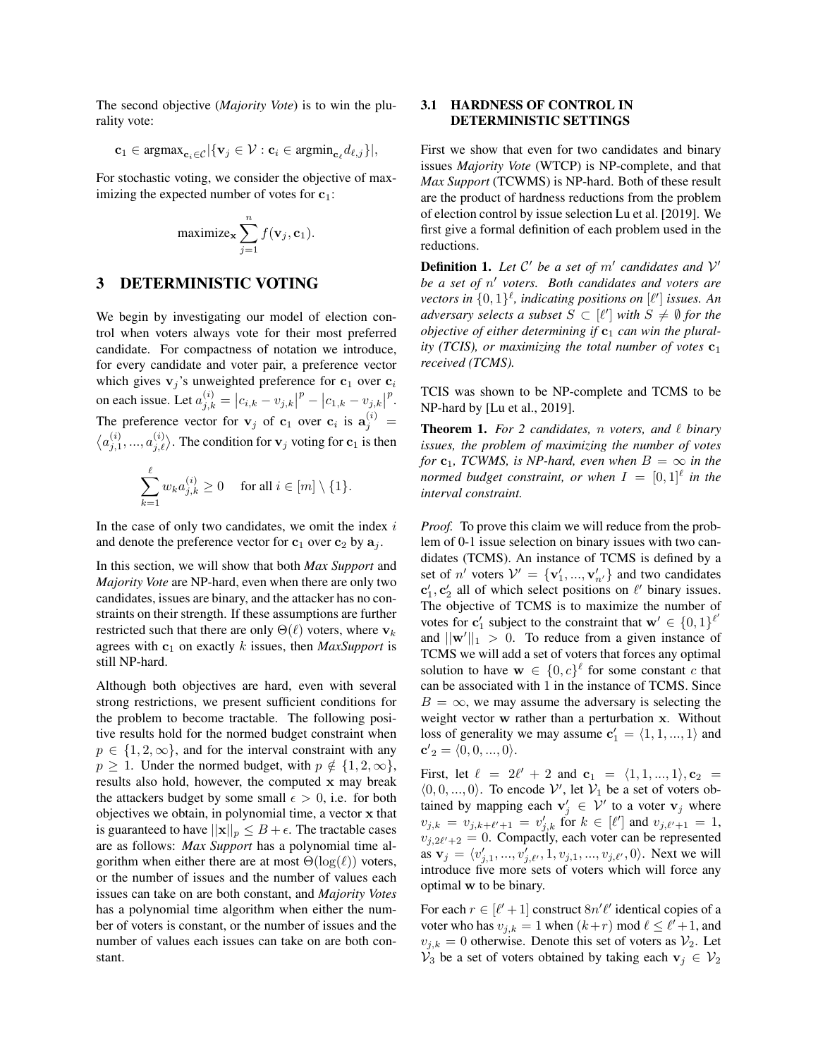The second objective (*Majority Vote*) is to win the plurality vote:

$$\mathbf{c}_1 \in \text{argmax}_{\mathbf{c}_i \in \mathcal{C}} |\{\mathbf{v}_j \in \mathcal{V} : \mathbf{c}_i \in \text{argmin}_{\mathbf{c}_\ell} d_{\ell,j}\}|,$$

For stochastic voting, we consider the objective of maximizing the expected number of votes for $\mathbf{c}_1$:

$$\text{maximize}_{\mathbf{x}} \sum_{j=1}^{n} f(\mathbf{v}_j, \mathbf{c}_1).$$

## 3 DETERMINISTIC VOTING

We begin by investigating our model of election control when voters always vote for their most preferred candidate. For compactness of notation we introduce, for every candidate and voter pair, a preference vector which gives $\mathbf{v}_j$'s unweighted preference for $\mathbf{c}_1$ over $\mathbf{c}_i$ on each issue. Let $a_{j,k}^{(i)} = |c_{i,k} - v_{j,k}|^p - |c_{1,k} - v_{j,k}|^p$. The preference vector for $\mathbf{v}_j$ of $\mathbf{c}_1$ over $\mathbf{c}_i$ is $\mathbf{a}_j^{(i)} = \langle a_{j,1}^{(i)}, ..., a_{j,\ell}^{(i)} \rangle$. The condition for $\mathbf{v}_j$ voting for $\mathbf{c}_1$ is then

$$\sum_{k=1}^{\ell} w_k a_{j,k}^{(i)} \geq 0 \quad \text{ for all } i \in [m] \setminus \{1\}.$$

In the case of only two candidates, we omit the index $i$ and denote the preference vector for $\mathbf{c}_1$ over $\mathbf{c}_2$ by $\mathbf{a}_j$.

In this section, we will show that both *Max Support* and *Majority Vote* are NP-hard, even when there are only two candidates, issues are binary, and the attacker has no constraints on their strength. If these assumptions are further restricted such that there are only $\Theta(\ell)$ voters, where $\mathbf{v}_k$ agrees with $\mathbf{c}_1$ on exactly $k$ issues, then *MaxSupport* is still NP-hard.

Although both objectives are hard, even with several strong restrictions, we present sufficient conditions for the problem to become tractable. The following positive results hold for the normed budget constraint when $p \in \{1, 2, \infty\}$, and for the interval constraint with any $p \geq 1$. Under the normed budget, with $p \notin \{1, 2, \infty\}$, results also hold, however, the computed $\mathbf{x}$ may break the attackers budget by some small $\epsilon > 0$, i.e. for both objectives we obtain, in polynomial time, a vector $\mathbf{x}$ that is guaranteed to have $||\mathbf{x}||_p \leq B + \epsilon$. The tractable cases are as follows: *Max Support* has a polynomial time algorithm when either there are at most $\Theta(\log(\ell))$ voters, or the number of issues and the number of values each issues can take on are both constant, and *Majority Votes* has a polynomial time algorithm when either the number of voters is constant, or the number of issues and the number of values each issues can take on are both constant.

### 3.1 HARDNESS OF CONTROL IN DETERMINISTIC SETTINGS

First we show that even for two candidates and binary issues *Majority Vote* (WTCP) is NP-complete, and that *Max Support* (TCWMS) is NP-hard. Both of these result are the product of hardness reductions from the problem of election control by issue selection Lu et al. [2019]. We first give a formal definition of each problem used in the reductions.

**Definition 1.** *Let $\mathcal{C}'$ be a set of $m'$ candidates and $\mathcal{V}'$ be a set of $n'$ voters. Both candidates and voters are vectors in $\{0,1\}^\ell$, indicating positions on $[\ell']$ issues. An adversary selects a subset $S \subset [\ell']$ with $S \neq \emptyset$ for the objective of either determining if $\mathbf{c}_1$ can win the plurality (TCIS), or maximizing the total number of votes $\mathbf{c}_1$ received (TCMS).*

TCIS was shown to be NP-complete and TCMS to be NP-hard by [Lu et al., 2019].

**Theorem 1.** *For 2 candidates, $n$ voters, and $\ell$ binary issues, the problem of maximizing the number of votes for $\mathbf{c}_1$, TCWMS, is NP-hard, even when $B = \infty$ in the normed budget constraint, or when $I = [0,1]^\ell$ in the interval constraint.*

*Proof.* To prove this claim we will reduce from the problem of 0-1 issue selection on binary issues with two candidates (TCMS). An instance of TCMS is defined by a set of $n'$ voters $\mathcal{V}' = \{\mathbf{v}_1', ..., \mathbf{v}_{n'}'\}$ and two candidates $\mathbf{c}_1', \mathbf{c}_2'$ all of which select positions on $\ell'$ binary issues. The objective of TCMS is to maximize the number of votes for $\mathbf{c}_1'$ subject to the constraint that $\mathbf{w}' \in \{0,1\}^{\ell'}$ and $||\mathbf{w}'||_1 > 0$. To reduce from a given instance of TCMS we will add a set of voters that forces any optimal solution to have $\mathbf{w} \in \{0, c\}^\ell$ for some constant $c$ that can be associated with 1 in the instance of TCMS. Since $B = \infty$, we may assume the adversary is selecting the weight vector $\mathbf{w}$ rather than a perturbation $\mathbf{x}$. Without loss of generality we may assume $\mathbf{c}_1' = \langle 1, 1, ..., 1 \rangle$ and $\mathbf{c'}_2 = \langle 0, 0, ..., 0 \rangle$.

First, let $\ell = 2\ell' + 2$ and $\mathbf{c}_1 = \langle 1, 1, ..., 1 \rangle, \mathbf{c}_2 = \langle 0, 0, ..., 0 \rangle$. To encode $\mathcal{V}'$, let $\mathcal{V}_1$ be a set of voters obtained by mapping each $\mathbf{v}_j' \in \mathcal{V}'$ to a voter $\mathbf{v}_j$ where $v_{j,k} = v_{j,k+\ell'+1} = v_{j,k}'$ for $k \in [\ell']$ and $v_{j,\ell'+1} = 1$, $v_{j,2\ell'+2} = 0$. Compactly, each voter can be represented as $\mathbf{v}_j = \langle v_{j,1}', ..., v_{j,\ell'}', 1, v_{j,1}, ..., v_{j,\ell'}, 0 \rangle$. Next we will introduce five more sets of voters which will force any optimal $\mathbf{w}$ to be binary.

For each $r \in [\ell' + 1]$ construct $8n'\ell'$ identical copies of a voter who has $v_{j,k} = 1$ when $(k+r) \bmod \ell \leq \ell' + 1$, and $v_{j,k} = 0$ otherwise. Denote this set of voters as $\mathcal{V}_2$. Let $\mathcal{V}_3$ be a set of voters obtained by taking each $\mathbf{v}_j \in \mathcal{V}_2$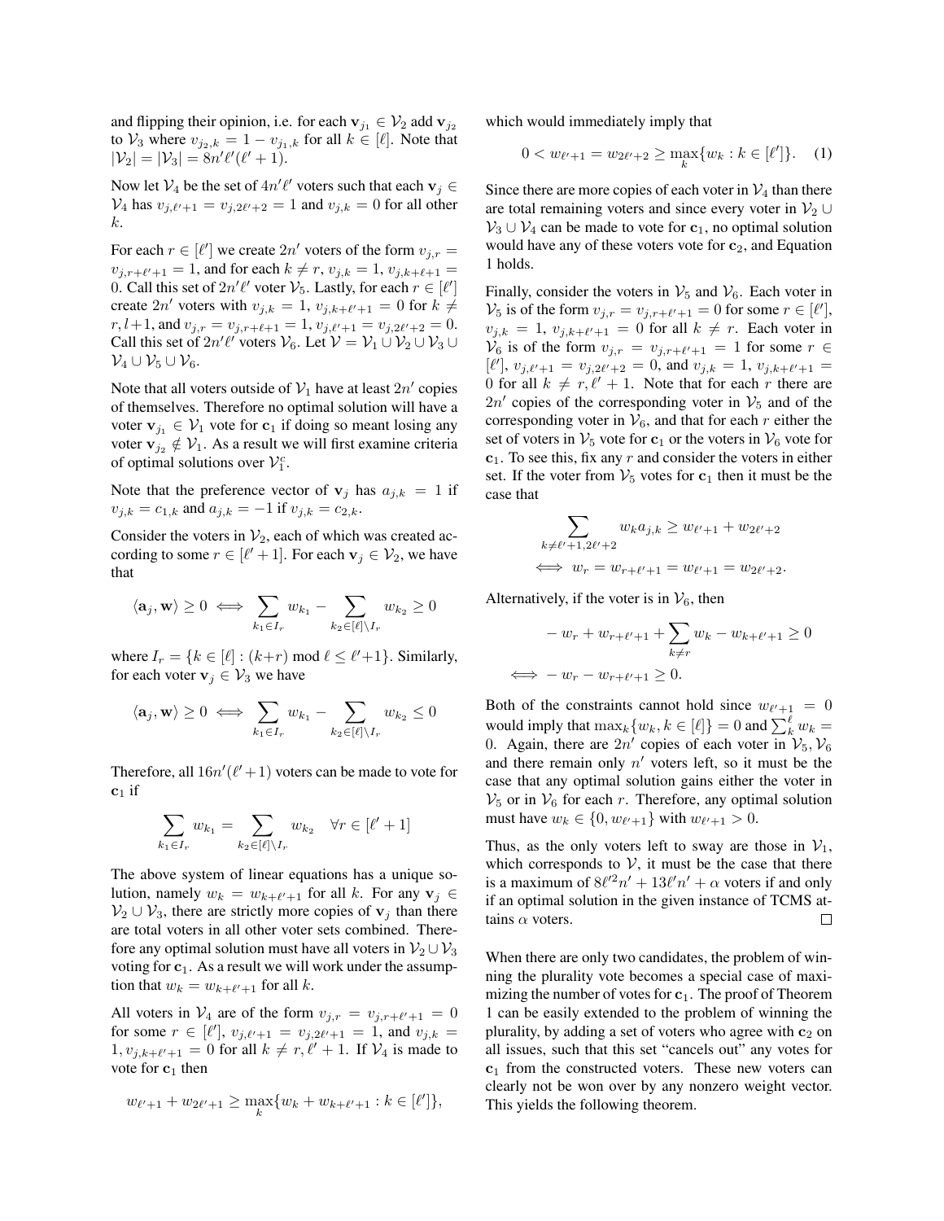and flipping their opinion, i.e. for each $\mathbf{v}_{j_1} \in \mathcal{V}_2$ add $\mathbf{v}_{j_2}$ to $\mathcal{V}_3$ where $v_{j_2,k} = 1 - v_{j_1,k}$ for all $k \in [\ell]$. Note that $|\mathcal{V}_2| = |\mathcal{V}_3| = 8n'\ell'(\ell' + 1)$.

Now let $\mathcal{V}_4$ be the set of $4n'\ell'$ voters such that each $\mathbf{v}_j \in \mathcal{V}_4$ has $v_{j,\ell'+1} = v_{j,2\ell'+2} = 1$ and $v_{j,k} = 0$ for all other $k$.

For each $r \in [\ell']$ we create $2n'$ voters of the form $v_{j,r} = v_{j,r+\ell'+1} = 1$, and for each $k \neq r$, $v_{j,k} = 1$, $v_{j,k+\ell+1} = 0$. Call this set of $2n'\ell'$ voter $\mathcal{V}_5$. Lastly, for each $r \in [\ell']$ create $2n'$ voters with $v_{j,k} = 1$, $v_{j,k+\ell'+1} = 0$ for $k \neq r, l+1$, and $v_{j,r} = v_{j,r+\ell+1} = 1$, $v_{j,\ell'+1} = v_{j,2\ell'+2} = 0$. Call this set of $2n'\ell'$ voters $\mathcal{V}_6$. Let $\mathcal{V} = \mathcal{V}_1 \cup \mathcal{V}_2 \cup \mathcal{V}_3 \cup \mathcal{V}_4 \cup \mathcal{V}_5 \cup \mathcal{V}_6$.

Note that all voters outside of $\mathcal{V}_1$ have at least $2n'$ copies of themselves. Therefore no optimal solution will have a voter $\mathbf{v}_{j_1} \in \mathcal{V}_1$ vote for $\mathbf{c}_1$ if doing so meant losing any voter $\mathbf{v}_{j_2} \notin \mathcal{V}_1$. As a result we will first examine criteria of optimal solutions over $\mathcal{V}_1^c$.

Note that the preference vector of $\mathbf{v}_j$ has $a_{j,k} = 1$ if $v_{j,k} = c_{1,k}$ and $a_{j,k} = -1$ if $v_{j,k} = c_{2,k}$.

Consider the voters in $\mathcal{V}_2$, each of which was created according to some $r \in [\ell' + 1]$. For each $\mathbf{v}_j \in \mathcal{V}_2$, we have that

$$\langle \mathbf{a}_j, \mathbf{w} \rangle \geq 0 \iff \sum_{k_1 \in I_r} w_{k_1} - \sum_{k_2 \in [\ell] \setminus I_r} w_{k_2} \geq 0$$

where $I_r = \{k \in [\ell] : (k+r) \bmod \ell \leq \ell'+1\}$. Similarly, for each voter $\mathbf{v}_j \in \mathcal{V}_3$ we have

$$\langle \mathbf{a}_j, \mathbf{w} \rangle \geq 0 \iff \sum_{k_1 \in I_r} w_{k_1} - \sum_{k_2 \in [\ell] \setminus I_r} w_{k_2} \leq 0$$

Therefore, all $16n'(\ell' + 1)$ voters can be made to vote for $\mathbf{c}_1$ if

$$\sum_{k_1 \in I_r} w_{k_1} = \sum_{k_2 \in [\ell] \setminus I_r} w_{k_2} \quad \forall r \in [\ell' + 1]$$

The above system of linear equations has a unique solution, namely $w_k = w_{k+\ell'+1}$ for all $k$. For any $\mathbf{v}_j \in \mathcal{V}_2 \cup \mathcal{V}_3$, there are strictly more copies of $\mathbf{v}_j$ than there are total voters in all other voter sets combined. Therefore any optimal solution must have all voters in $\mathcal{V}_2 \cup \mathcal{V}_3$ voting for $\mathbf{c}_1$. As a result we will work under the assumption that $w_k = w_{k+\ell'+1}$ for all $k$.

All voters in $\mathcal{V}_4$ are of the form $v_{j,r} = v_{j,r+\ell'+1} = 0$ for some $r \in [\ell']$, $v_{j,\ell'+1} = v_{j,2\ell'+1} = 1$, and $v_{j,k} = 1, v_{j,k+\ell'+1} = 0$ for all $k \neq r, \ell' + 1$. If $\mathcal{V}_4$ is made to vote for $\mathbf{c}_1$ then

$$w_{\ell'+1} + w_{2\ell'+1} \geq \max_k \{w_k + w_{k+\ell'+1} : k \in [\ell']\},$$

which would immediately imply that

$$0 < w_{\ell'+1} = w_{2\ell'+2} \geq \max_k \{w_k : k \in [\ell']\}. \quad (1)$$

Since there are more copies of each voter in $\mathcal{V}_4$ than there are total remaining voters and since every voter in $\mathcal{V}_2 \cup \mathcal{V}_3 \cup \mathcal{V}_4$ can be made to vote for $\mathbf{c}_1$, no optimal solution would have any of these voters vote for $\mathbf{c}_2$, and Equation 1 holds.

Finally, consider the voters in $\mathcal{V}_5$ and $\mathcal{V}_6$. Each voter in $\mathcal{V}_5$ is of the form $v_{j,r} = v_{j,r+\ell'+1} = 0$ for some $r \in [\ell']$, $v_{j,k} = 1$, $v_{j,k+\ell'+1} = 0$ for all $k \neq r$. Each voter in $\mathcal{V}_6$ is of the form $v_{j,r} = v_{j,r+\ell'+1} = 1$ for some $r \in [\ell']$, $v_{j,\ell'+1} = v_{j,2\ell'+2} = 0$, and $v_{j,k} = 1, v_{j,k+\ell'+1} = 0$ for all $k \neq r, \ell' + 1$. Note that for each $r$ there are $2n'$ copies of the corresponding voter in $\mathcal{V}_5$ and of the corresponding voter in $\mathcal{V}_6$, and that for each $r$ either the set of voters in $\mathcal{V}_5$ vote for $\mathbf{c}_1$ or the voters in $\mathcal{V}_6$ vote for $\mathbf{c}_1$. To see this, fix any $r$ and consider the voters in either set. If the voter from $\mathcal{V}_5$ votes for $\mathbf{c}_1$ then it must be the case that

$$\sum_{k \neq \ell'+1, 2\ell'+2} w_k a_{j,k} \geq w_{\ell'+1} + w_{2\ell'+2}$$
$$\iff w_r = w_{r+\ell'+1} = w_{\ell'+1} = w_{2\ell'+2}.$$

Alternatively, if the voter is in $\mathcal{V}_6$, then

$$-w_r + w_{r+\ell'+1} + \sum_{k \neq r} w_k - w_{k+\ell'+1} \geq 0$$
$$\iff -w_r - w_{r+\ell'+1} \geq 0.$$

Both of the constraints cannot hold since $w_{\ell'+1} = 0$ would imply that $\max_k\{w_k, k \in [\ell]\} = 0$ and $\sum_k^{\ell} w_k = 0$. Again, there are $2n'$ copies of each voter in $\mathcal{V}_5, \mathcal{V}_6$ and there remain only $n'$ voters left, so it must be the case that any optimal solution gains either the voter in $\mathcal{V}_5$ or in $\mathcal{V}_6$ for each $r$. Therefore, any optimal solution must have $w_k \in \{0, w_{\ell'+1}\}$ with $w_{\ell'+1} > 0$.

Thus, as the only voters left to sway are those in $\mathcal{V}_1$, which corresponds to $\mathcal{V}$, it must be the case that there is a maximum of $8\ell'^2 n' + 13\ell' n' + \alpha$ voters if and only if an optimal solution in the given instance of TCMS attains $\alpha$ voters. □

When there are only two candidates, the problem of winning the plurality vote becomes a special case of maximizing the number of votes for $\mathbf{c}_1$. The proof of Theorem 1 can be easily extended to the problem of winning the plurality, by adding a set of voters who agree with $\mathbf{c}_2$ on all issues, such that this set "cancels out" any votes for $\mathbf{c}_1$ from the constructed voters. These new voters can clearly not be won over by any nonzero weight vector. This yields the following theorem.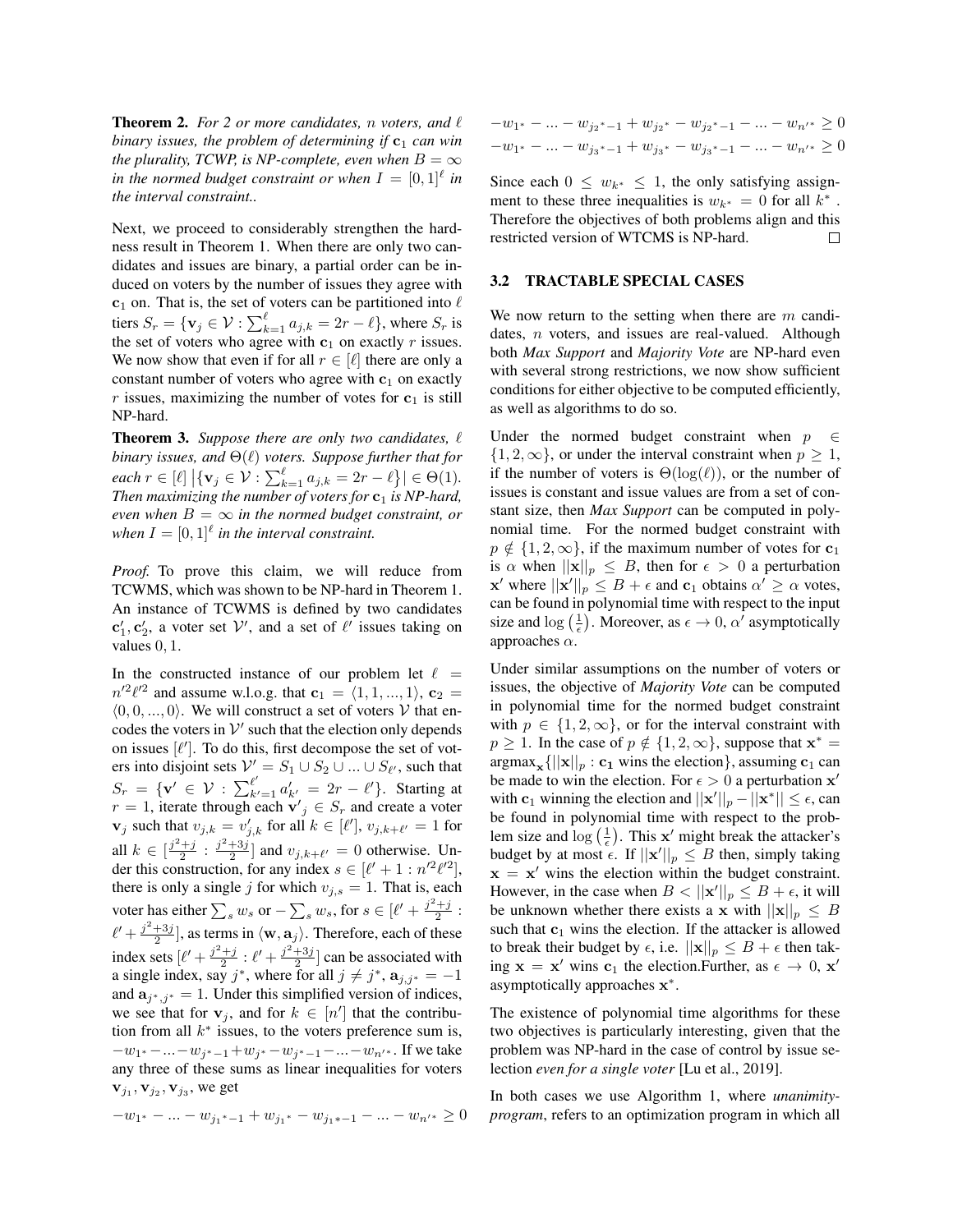**Theorem 2.** *For 2 or more candidates, $n$ voters, and $\ell$ binary issues, the problem of determining if $\mathbf{c}_1$ can win the plurality, TCWP, is NP-complete, even when $B = \infty$ in the normed budget constraint or when $I = [0,1]^\ell$ in the interval constraint..*

Next, we proceed to considerably strengthen the hardness result in Theorem 1. When there are only two candidates and issues are binary, a partial order can be induced on voters by the number of issues they agree with $\mathbf{c}_1$ on. That is, the set of voters can be partitioned into $\ell$ tiers $S_r = \{\mathbf{v}_j \in \mathcal{V} : \sum_{k=1}^{\ell} a_{j,k} = 2r - \ell\}$, where $S_r$ is the set of voters who agree with $\mathbf{c}_1$ on exactly $r$ issues. We now show that even if for all $r \in [\ell]$ there are only a constant number of voters who agree with $\mathbf{c}_1$ on exactly $r$ issues, maximizing the number of votes for $\mathbf{c}_1$ is still NP-hard.

**Theorem 3.** *Suppose there are only two candidates, $\ell$ binary issues, and $\Theta(\ell)$ voters. Suppose further that for each $r \in [\ell]$ $\left|\{\mathbf{v}_j \in \mathcal{V} : \sum_{k=1}^{\ell} a_{j,k} = 2r - \ell\}\right| \in \Theta(1)$. Then maximizing the number of voters for $\mathbf{c}_1$ is NP-hard, even when $B = \infty$ in the normed budget constraint, or when $I = [0,1]^\ell$ in the interval constraint.*

*Proof.* To prove this claim, we will reduce from TCWMS, which was shown to be NP-hard in Theorem 1. An instance of TCWMS is defined by two candidates $\mathbf{c}'_1, \mathbf{c}'_2$, a voter set $\mathcal{V}'$, and a set of $\ell'$ issues taking on values $0, 1$.

In the constructed instance of our problem let $\ell = n'^2\ell'^2$ and assume w.l.o.g. that $\mathbf{c}_1 = \langle 1, 1, ..., 1\rangle$, $\mathbf{c}_2 = \langle 0, 0, ..., 0\rangle$. We will construct a set of voters $\mathcal{V}$ that encodes the voters in $\mathcal{V}'$ such that the election only depends on issues $[\ell']$. To do this, first decompose the set of voters into disjoint sets $\mathcal{V}' = S_1 \cup S_2 \cup ... \cup S_{\ell'}$, such that $S_r = \{\mathbf{v}' \in \mathcal{V} : \sum_{k'=1}^{\ell'} a'_{k'} = 2r - \ell'\}$. Starting at $r = 1$, iterate through each $\mathbf{v}'_j \in S_r$ and create a voter $\mathbf{v}_j$ such that $v_{j,k} = v'_{j,k}$ for all $k \in [\ell']$, $v_{j,k+\ell'} = 1$ for all $k \in [\frac{j^2+j}{2} : \frac{j^2+3j}{2}]$ and $v_{j,k+\ell'} = 0$ otherwise. Under this construction, for any index $s \in [\ell' + 1 : n'^2\ell'^2]$, there is only a single $j$ for which $v_{j,s} = 1$. That is, each voter has either $\sum_s w_s$ or $-\sum_s w_s$, for $s \in [\ell' + \frac{j^2+j}{2} : \ell' + \frac{j^2+3j}{2}]$, as terms in $\langle \mathbf{w}, \mathbf{a}_j\rangle$. Therefore, each of these index sets $[\ell' + \frac{j^2+j}{2} : \ell' + \frac{j^2+3j}{2}]$ can be associated with a single index, say $j^*$, where for all $j \neq j^*$, $\mathbf{a}_{j,j^*} = -1$ and $\mathbf{a}_{j^*,j^*} = 1$. Under this simplified version of indices, we see that for $\mathbf{v}_j$, and for $k \in [n']$ that the contribution from all $k^*$ issues, to the voters preference sum is, $-w_{1^*} - ... - w_{j^*-1} + w_{j^*} - w_{j^*-1} - ... - w_{n'^*}$. If we take any three of these sums as linear inequalities for voters $\mathbf{v}_{j_1}, \mathbf{v}_{j_2}, \mathbf{v}_{j_3}$, we get

$$-w_{1^*} - ... - w_{j_1^*-1} + w_{j_1^*} - w_{j_1*-1} - ... - w_{n'^*} \geq 0$$
$$-w_{1^*} - ... - w_{j_2^*-1} + w_{j_2^*} - w_{j_2^*-1} - ... - w_{n'^*} \geq 0$$
$$-w_{1^*} - ... - w_{j_3^*-1} + w_{j_3^*} - w_{j_3^*-1} - ... - w_{n'^*} \geq 0$$

Since each $0 \leq w_{k^*} \leq 1$, the only satisfying assignment to these three inequalities is $w_{k^*} = 0$ for all $k^*$. Therefore the objectives of both problems align and this restricted version of WTCMS is NP-hard. $\square$

### 3.2 TRACTABLE SPECIAL CASES

We now return to the setting when there are $m$ candidates, $n$ voters, and issues are real-valued. Although both *Max Support* and *Majority Vote* are NP-hard even with several strong restrictions, we now show sufficient conditions for either objective to be computed efficiently, as well as algorithms to do so.

Under the normed budget constraint when $p \in \{1, 2, \infty\}$, or under the interval constraint when $p \geq 1$, if the number of voters is $\Theta(\log(\ell))$, or the number of issues is constant and issue values are from a set of constant size, then *Max Support* can be computed in polynomial time. For the normed budget constraint with $p \notin \{1, 2, \infty\}$, if the maximum number of votes for $\mathbf{c}_1$ is $\alpha$ when $||\mathbf{x}||_p \leq B$, then for $\epsilon > 0$ a perturbation $\mathbf{x}'$ where $||\mathbf{x}'||_p \leq B + \epsilon$ and $\mathbf{c}_1$ obtains $\alpha' \geq \alpha$ votes, can be found in polynomial time with respect to the input size and $\log\left(\frac{1}{\epsilon}\right)$. Moreover, as $\epsilon \to 0$, $\alpha'$ asymptotically approaches $\alpha$.

Under similar assumptions on the number of voters or issues, the objective of *Majority Vote* can be computed in polynomial time for the normed budget constraint with $p \in \{1, 2, \infty\}$, or for the interval constraint with $p \geq 1$. In the case of $p \notin \{1, 2, \infty\}$, suppose that $\mathbf{x}^* = \text{argmax}_{\mathbf{x}}\{||\mathbf{x}||_p : \mathbf{c_1} \text{ wins the election}\}$, assuming $\mathbf{c}_1$ can be made to win the election. For $\epsilon > 0$ a perturbation $\mathbf{x}'$ with $\mathbf{c}_1$ winning the election and $||\mathbf{x}'||_p - ||\mathbf{x}^*|| \leq \epsilon$, can be found in polynomial time with respect to the problem size and $\log\left(\frac{1}{\epsilon}\right)$. This $\mathbf{x}'$ might break the attacker's budget by at most $\epsilon$. If $||\mathbf{x}'||_p \leq B$ then, simply taking $\mathbf{x} = \mathbf{x}'$ wins the election within the budget constraint. However, in the case when $B < ||\mathbf{x}'||_p \leq B + \epsilon$, it will be unknown whether there exists a $\mathbf{x}$ with $||\mathbf{x}||_p \leq B$ such that $\mathbf{c}_1$ wins the election. If the attacker is allowed to break their budget by $\epsilon$, i.e. $||\mathbf{x}||_p \leq B + \epsilon$ then taking $\mathbf{x} = \mathbf{x}'$ wins $\mathbf{c}_1$ the election.Further, as $\epsilon \to 0$, $\mathbf{x}'$ asymptotically approaches $\mathbf{x}^*$.

The existence of polynomial time algorithms for these two objectives is particularly interesting, given that the problem was NP-hard in the case of control by issue selection *even for a single voter* [Lu et al., 2019].

In both cases we use Algorithm 1, where *unanimity-program*, refers to an optimization program in which all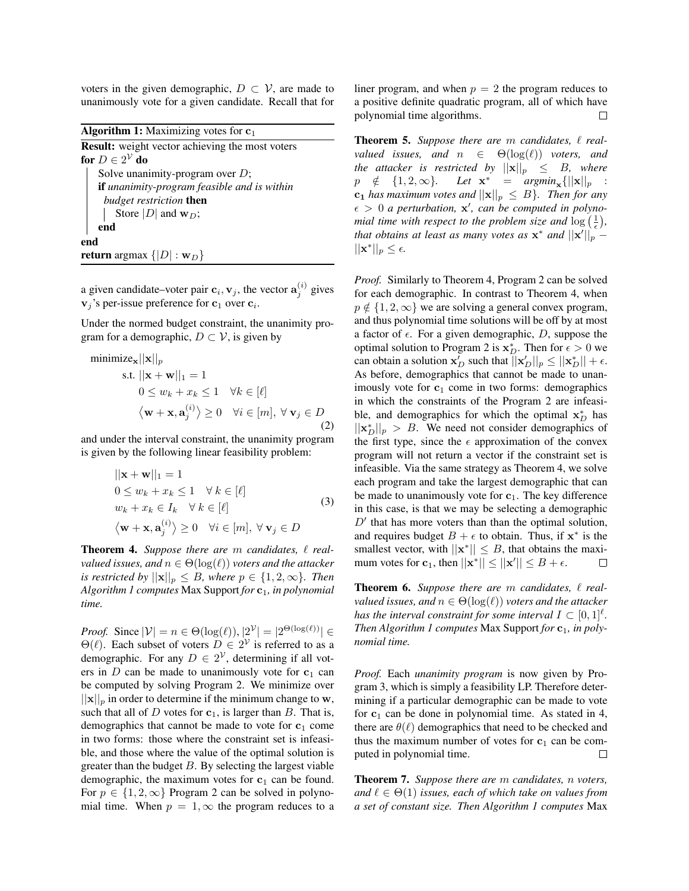voters in the given demographic, $D \subset \mathcal{V}$, are made to unanimously vote for a given candidate. Recall that for

**Algorithm 1:** Maximizing votes for $\mathbf{c}_1$

```
Result: weight vector achieving the most voters
for D ∈ 2^V do
    Solve unanimity-program over D;
    if unanimity-program feasible and is within
      budget restriction then
        Store |D| and w_D;
    end
end
return argmax {|D| : w_D}
```

a given candidate–voter pair $\mathbf{c}_i, \mathbf{v}_j$, the vector $\mathbf{a}_j^{(i)}$ gives $\mathbf{v}_j$'s per-issue preference for $\mathbf{c}_1$ over $\mathbf{c}_i$.

Under the normed budget constraint, the unanimity program for a demographic, $D \subset \mathcal{V}$, is given by

$$
\begin{aligned}
\text{minimize}_{\mathbf{x}} & ||\mathbf{x}||_p \\
\text{s.t. } & ||\mathbf{x} + \mathbf{w}||_1 = 1 \\
& 0 \leq w_k + x_k \leq 1 \quad \forall k \in [\ell] \\
& \left\langle \mathbf{w} + \mathbf{x}, \mathbf{a}_j^{(i)} \right\rangle \geq 0 \quad \forall i \in [m],\ \forall \mathbf{v}_j \in D
\end{aligned} \tag{2}
$$

and under the interval constraint, the unanimity program is given by the following linear feasibility problem:

$$
\begin{aligned}
& ||\mathbf{x} + \mathbf{w}||_1 = 1 \\
& 0 \leq w_k + x_k \leq 1 \quad \forall\, k \in [\ell] \\
& w_k + x_k \in I_k \quad \forall\, k \in [\ell] \\
& \left\langle \mathbf{w} + \mathbf{x}, \mathbf{a}_j^{(i)} \right\rangle \geq 0 \quad \forall i \in [m],\ \forall\, \mathbf{v}_j \in D
\end{aligned} \tag{3}
$$

**Theorem 4.** *Suppose there are $m$ candidates, $\ell$ real-valued issues, and $n \in \Theta(\log(\ell))$ voters and the attacker is restricted by $||\mathbf{x}||_p \leq B$, where $p \in \{1, 2, \infty\}$. Then Algorithm 1 computes* Max Support *for* $\mathbf{c}_1$*, in polynomial time.*

*Proof.* Since $|\mathcal{V}| = n \in \Theta(\log(\ell))$, $|2^{\mathcal{V}}| = |2^{\Theta(\log(\ell))}| \in \Theta(\ell)$. Each subset of voters $D \in 2^{\mathcal{V}}$ is referred to as a demographic. For any $D \in 2^{\mathcal{V}}$, determining if all voters in $D$ can be made to unanimously vote for $\mathbf{c}_1$ can be computed by solving Program 2. We minimize over $||\mathbf{x}||_p$ in order to determine if the minimum change to $\mathbf{w}$, such that all of $D$ votes for $\mathbf{c}_1$, is larger than $B$. That is, demographics that cannot be made to vote for $\mathbf{c}_1$ come in two forms: those where the constraint set is infeasible, and those where the value of the optimal solution is greater than the budget $B$. By selecting the largest viable demographic, the maximum votes for $\mathbf{c}_1$ can be found. For $p \in \{1, 2, \infty\}$ Program 2 can be solved in polynomial time. When $p = 1, \infty$ the program reduces to a liner program, and when $p = 2$ the program reduces to a positive definite quadratic program, all of which have polynomial time algorithms. $\square$

**Theorem 5.** *Suppose there are $m$ candidates, $\ell$ real-valued issues, and $n \in \Theta(\log(\ell))$ voters, and the attacker is restricted by $||\mathbf{x}||_p \leq B$, where $p \notin \{1, 2, \infty\}$. Let $\mathbf{x}^* = \text{argmin}_{\mathbf{x}}\{||\mathbf{x}||_p$ : $\mathbf{c_1}$ has maximum votes and $||\mathbf{x}||_p \leq B\}$. Then for any $\epsilon > 0$ a perturbation, $\mathbf{x}'$, can be computed in polynomial time with respect to the problem size and $\log\left(\frac{1}{\epsilon}\right)$, that obtains at least as many votes as $\mathbf{x}^*$ and $||\mathbf{x}'||_p - ||\mathbf{x}^*||_p \leq \epsilon$.*

*Proof.* Similarly to Theorem 4, Program 2 can be solved for each demographic. In contrast to Theorem 4, when $p \notin \{1, 2, \infty\}$ we are solving a general convex program, and thus polynomial time solutions will be off by at most a factor of $\epsilon$. For a given demographic, $D$, suppose the optimal solution to Program 2 is $\mathbf{x}_D^*$. Then for $\epsilon > 0$ we can obtain a solution $\mathbf{x}_D'$ such that $||\mathbf{x}_D'||_p \leq ||\mathbf{x}_D^*|| + \epsilon$. As before, demographics that cannot be made to unanimously vote for $\mathbf{c}_1$ come in two forms: demographics in which the constraints of the Program 2 are infeasible, and demographics for which the optimal $\mathbf{x}_D^*$ has $||\mathbf{x}_D^*||_p > B$. We need not consider demographics of the first type, since the $\epsilon$ approximation of the convex program will not return a vector if the constraint set is infeasible. Via the same strategy as Theorem 4, we solve each program and take the largest demographic that can be made to unanimously vote for $\mathbf{c}_1$. The key difference in this case, is that we may be selecting a demographic $D'$ that has more voters than than the optimal solution, and requires budget $B + \epsilon$ to obtain. Thus, if $\mathbf{x}^*$ is the smallest vector, with $||\mathbf{x}^*|| \leq B$, that obtains the maximum votes for $\mathbf{c}_1$, then $||\mathbf{x}^*|| \leq ||\mathbf{x}'|| \leq B + \epsilon$. $\square$

**Theorem 6.** *Suppose there are $m$ candidates, $\ell$ real-valued issues, and $n \in \Theta(\log(\ell))$ voters and the attacker has the interval constraint for some interval $I \subset [0, 1]^{\ell}$. Then Algorithm 1 computes* Max Support *for* $\mathbf{c}_1$*, in polynomial time.*

*Proof.* Each *unanimity program* is now given by Program 3, which is simply a feasibility LP. Therefore determining if a particular demographic can be made to vote for $\mathbf{c}_1$ can be done in polynomial time. As stated in 4, there are $\theta(\ell)$ demographics that need to be checked and thus the maximum number of votes for $\mathbf{c}_1$ can be computed in polynomial time. $\square$

**Theorem 7.** *Suppose there are $m$ candidates, $n$ voters, and $\ell \in \Theta(1)$ issues, each of which take on values from a set of constant size. Then Algorithm 1 computes* Max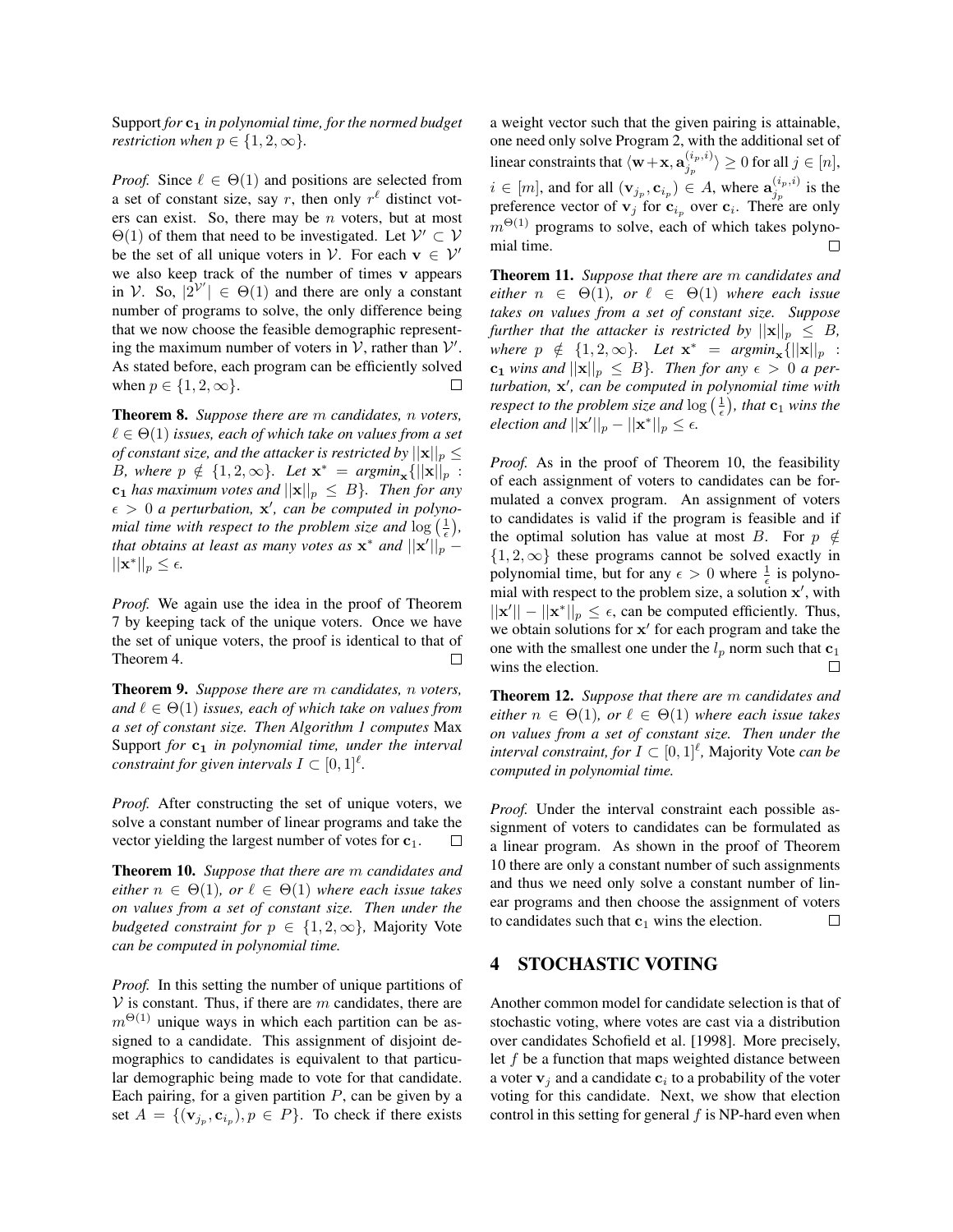Support *for* $\mathbf{c_1}$ *in polynomial time, for the normed budget restriction when* $p \in \{1, 2, \infty\}$.

*Proof.* Since $\ell \in \Theta(1)$ and positions are selected from a set of constant size, say $r$, then only $r^\ell$ distinct voters can exist. So, there may be $n$ voters, but at most $\Theta(1)$ of them that need to be investigated. Let $\mathcal{V}' \subset \mathcal{V}$ be the set of all unique voters in $\mathcal{V}$. For each $\mathbf{v} \in \mathcal{V}'$ we also keep track of the number of times $\mathbf{v}$ appears in $\mathcal{V}$. So, $|2^{\mathcal{V}'}| \in \Theta(1)$ and there are only a constant number of programs to solve, the only difference being that we now choose the feasible demographic representing the maximum number of voters in $\mathcal{V}$, rather than $\mathcal{V}'$. As stated before, each program can be efficiently solved when $p \in \{1, 2, \infty\}$. □

**Theorem 8.** *Suppose there are* $m$ *candidates,* $n$ *voters,* $\ell \in \Theta(1)$ *issues, each of which take on values from a set of constant size, and the attacker is restricted by* $||\mathbf{x}||_p \leq B$*, where* $p \notin \{1, 2, \infty\}$*. Let* $\mathbf{x}^* = \text{argmin}_{\mathbf{x}}\{||\mathbf{x}||_p :$ $\mathbf{c_1}$ *has maximum votes and* $||\mathbf{x}||_p \leq B\}$*. Then for any* $\epsilon > 0$ *a perturbation,* $\mathbf{x}'$*, can be computed in polynomial time with respect to the problem size and* $\log\left(\frac{1}{\epsilon}\right)$*, that obtains at least as many votes as* $\mathbf{x}^*$ *and* $||\mathbf{x}'||_p - ||\mathbf{x}^*||_p \leq \epsilon$.

*Proof.* We again use the idea in the proof of Theorem 7 by keeping tack of the unique voters. Once we have the set of unique voters, the proof is identical to that of Theorem 4. □

**Theorem 9.** *Suppose there are* $m$ *candidates,* $n$ *voters, and* $\ell \in \Theta(1)$ *issues, each of which take on values from a set of constant size. Then Algorithm 1 computes* Max Support *for* $\mathbf{c_1}$ *in polynomial time, under the interval constraint for given intervals* $I \subset [0, 1]^\ell$.

*Proof.* After constructing the set of unique voters, we solve a constant number of linear programs and take the vector yielding the largest number of votes for $\mathbf{c}_1$. □

**Theorem 10.** *Suppose that there are* $m$ *candidates and either* $n \in \Theta(1)$*, or* $\ell \in \Theta(1)$ *where each issue takes on values from a set of constant size. Then under the budgeted constraint for* $p \in \{1, 2, \infty\}$*,* Majority Vote *can be computed in polynomial time.*

*Proof.* In this setting the number of unique partitions of $\mathcal{V}$ is constant. Thus, if there are $m$ candidates, there are $m^{\Theta(1)}$ unique ways in which each partition can be assigned to a candidate. This assignment of disjoint demographics to candidates is equivalent to that particular demographic being made to vote for that candidate. Each pairing, for a given partition $P$, can be given by a set $A = \{(\mathbf{v}_{j_p}, \mathbf{c}_{i_p}), p \in P\}$. To check if there exists a weight vector such that the given pairing is attainable, one need only solve Program 2, with the additional set of linear constraints that $\langle \mathbf{w} + \mathbf{x}, \mathbf{a}_{j_p}^{(i_p, i)} \rangle \geq 0$ for all $j \in [n]$, $i \in [m]$, and for all $(\mathbf{v}_{j_p}, \mathbf{c}_{i_p}) \in A$, where $\mathbf{a}_{j_p}^{(i_p, i)}$ is the preference vector of $\mathbf{v}_j$ for $\mathbf{c}_{i_p}$ over $\mathbf{c}_i$. There are only $m^{\Theta(1)}$ programs to solve, each of which takes polynomial time. □

**Theorem 11.** *Suppose that there are* $m$ *candidates and either* $n \in \Theta(1)$*, or* $\ell \in \Theta(1)$ *where each issue takes on values from a set of constant size. Suppose further that the attacker is restricted by* $||\mathbf{x}||_p \leq B$*, where* $p \notin \{1, 2, \infty\}$*. Let* $\mathbf{x}^* = \text{argmin}_{\mathbf{x}}\{||\mathbf{x}||_p :$ $\mathbf{c_1}$ *wins and* $||\mathbf{x}||_p \leq B\}$*. Then for any* $\epsilon > 0$ *a perturbation,* $\mathbf{x}'$*, can be computed in polynomial time with respect to the problem size and* $\log\left(\frac{1}{\epsilon}\right)$*, that* $\mathbf{c}_1$ *wins the election and* $||\mathbf{x}'||_p - ||\mathbf{x}^*||_p \leq \epsilon$.

*Proof.* As in the proof of Theorem 10, the feasibility of each assignment of voters to candidates can be formulated a convex program. An assignment of voters to candidates is valid if the program is feasible and if the optimal solution has value at most $B$. For $p \notin \{1, 2, \infty\}$ these programs cannot be solved exactly in polynomial time, but for any $\epsilon > 0$ where $\frac{1}{\epsilon}$ is polynomial with respect to the problem size, a solution $\mathbf{x}'$, with $||\mathbf{x}'|| - ||\mathbf{x}^*||_p \leq \epsilon$, can be computed efficiently. Thus, we obtain solutions for $\mathbf{x}'$ for each program and take the one with the smallest one under the $l_p$ norm such that $\mathbf{c}_1$ wins the election. □

**Theorem 12.** *Suppose that there are* $m$ *candidates and either* $n \in \Theta(1)$*, or* $\ell \in \Theta(1)$ *where each issue takes on values from a set of constant size. Then under the interval constraint, for* $I \subset [0, 1]^\ell$*,* Majority Vote *can be computed in polynomial time.*

*Proof.* Under the interval constraint each possible assignment of voters to candidates can be formulated as a linear program. As shown in the proof of Theorem 10 there are only a constant number of such assignments and thus we need only solve a constant number of linear programs and then choose the assignment of voters to candidates such that $\mathbf{c}_1$ wins the election. □

## 4 STOCHASTIC VOTING

Another common model for candidate selection is that of stochastic voting, where votes are cast via a distribution over candidates Schofield et al. [1998]. More precisely, let $f$ be a function that maps weighted distance between a voter $\mathbf{v}_j$ and a candidate $\mathbf{c}_i$ to a probability of the voter voting for this candidate. Next, we show that election control in this setting for general $f$ is NP-hard even when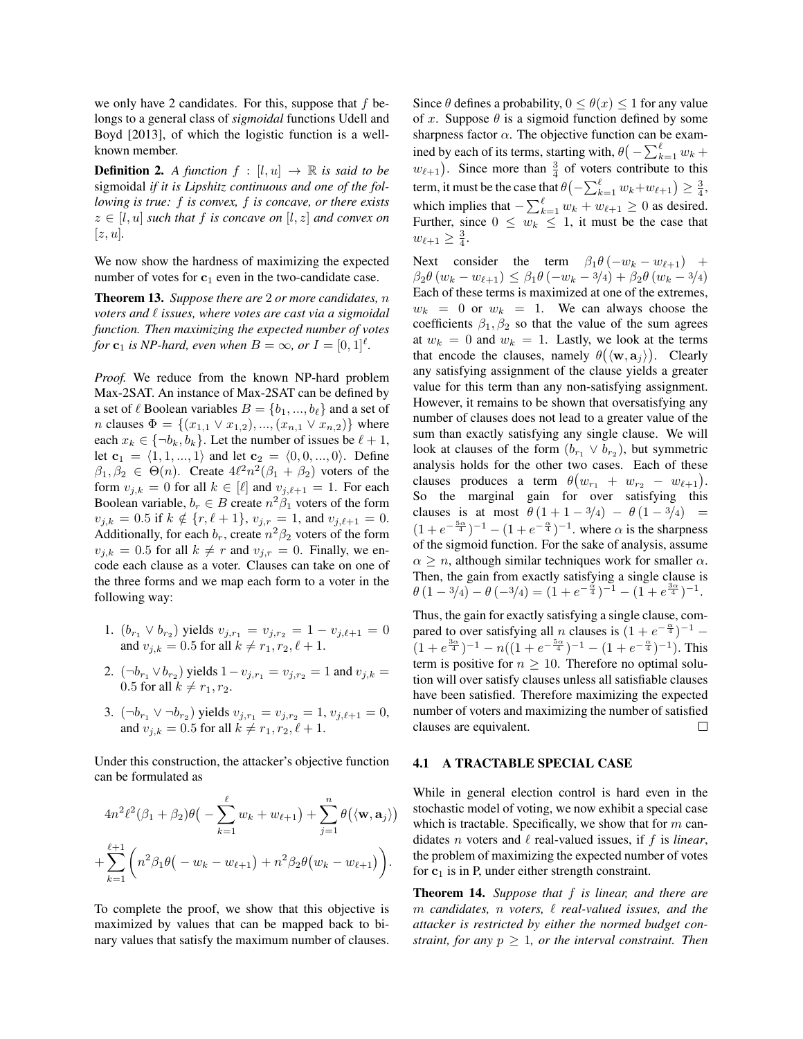we only have 2 candidates. For this, suppose that $f$ belongs to a general class of *sigmoidal* functions Udell and Boyd [2013], of which the logistic function is a well-known member.

**Definition 2.** *A function $f : [l, u] \to \mathbb{R}$ is said to be* sigmoidal *if it is Lipshitz continuous and one of the following is true: $f$ is convex, $f$ is concave, or there exists $z \in [l, u]$ such that $f$ is concave on $[l, z]$ and convex on $[z, u]$.*

We now show the hardness of maximizing the expected number of votes for $\mathbf{c}_1$ even in the two-candidate case.

**Theorem 13.** *Suppose there are 2 or more candidates, $n$ voters and $\ell$ issues, where votes are cast via a sigmoidal function. Then maximizing the expected number of votes for $\mathbf{c}_1$ is NP-hard, even when $B = \infty$, or $I = [0, 1]^\ell$.*

*Proof.* We reduce from the known NP-hard problem Max-2SAT. An instance of Max-2SAT can be defined by a set of $\ell$ Boolean variables $B = \{b_1, ..., b_\ell\}$ and a set of $n$ clauses $\Phi = \{(x_{1,1} \vee x_{1,2}), ..., (x_{n,1} \vee x_{n,2})\}$ where each $x_k \in \{\neg b_k, b_k\}$. Let the number of issues be $\ell + 1$, let $\mathbf{c}_1 = \langle 1, 1, ..., 1\rangle$ and let $\mathbf{c}_2 = \langle 0, 0, ..., 0\rangle$. Define $\beta_1, \beta_2 \in \Theta(n)$. Create $4\ell^2 n^2(\beta_1 + \beta_2)$ voters of the form $v_{j,k} = 0$ for all $k \in [\ell]$ and $v_{j,\ell+1} = 1$. For each Boolean variable, $b_r \in B$ create $n^2\beta_1$ voters of the form $v_{j,k} = 0.5$ if $k \notin \{r, \ell + 1\}$, $v_{j,r} = 1$, and $v_{j,\ell+1} = 0$. Additionally, for each $b_r$, create $n^2\beta_2$ voters of the form $v_{j,k} = 0.5$ for all $k \neq r$ and $v_{j,r} = 0$. Finally, we encode each clause as a voter. Clauses can take on one of the three forms and we map each form to a voter in the following way:

1. $(b_{r_1} \vee b_{r_2})$ yields $v_{j,r_1} = v_{j,r_2} = 1 - v_{j,\ell+1} = 0$ and $v_{j,k} = 0.5$ for all $k \neq r_1, r_2, \ell + 1$.
2. $(\neg b_{r_1} \vee b_{r_2})$ yields $1 - v_{j,r_1} = v_{j,r_2} = 1$ and $v_{j,k} = 0.5$ for all $k \neq r_1, r_2$.
3. $(\neg b_{r_1} \vee \neg b_{r_2})$ yields $v_{j,r_1} = v_{j,r_2} = 1$, $v_{j,\ell+1} = 0$, and $v_{j,k} = 0.5$ for all $k \neq r_1, r_2, \ell + 1$.

Under this construction, the attacker's objective function can be formulated as

$$4n^2\ell^2(\beta_1 + \beta_2)\theta\big(-\sum_{k=1}^{\ell} w_k + w_{\ell+1}\big) + \sum_{j=1}^{n} \theta\big(\langle \mathbf{w}, \mathbf{a}_j\rangle\big)$$
$$+ \sum_{k=1}^{\ell+1} \bigg(n^2\beta_1\theta\big(-w_k - w_{\ell+1}\big) + n^2\beta_2\theta\big(w_k - w_{\ell+1}\big)\bigg).$$

To complete the proof, we show that this objective is maximized by values that can be mapped back to binary values that satisfy the maximum number of clauses.

Since $\theta$ defines a probability, $0 \leq \theta(x) \leq 1$ for any value of $x$. Suppose $\theta$ is a sigmoid function defined by some sharpness factor $\alpha$. The objective function can be examined by each of its terms, starting with, $\theta\big(-\sum_{k=1}^{\ell} w_k + w_{\ell+1}\big)$. Since more than $\frac{3}{4}$ of voters contribute to this term, it must be the case that $\theta\big(-\sum_{k=1}^{\ell} w_k + w_{\ell+1}\big) \geq \frac{3}{4}$, which implies that $-\sum_{k=1}^{\ell} w_k + w_{\ell+1} \geq 0$ as desired. Further, since $0 \leq w_k \leq 1$, it must be the case that $w_{\ell+1} \geq \frac{3}{4}$.

Next consider the term $\beta_1\theta\left(-w_k - w_{\ell+1}\right) + \beta_2\theta\left(w_k - w_{\ell+1}\right) \leq \beta_1\theta\left(-w_k - 3/4\right) + \beta_2\theta\left(w_k - 3/4\right)$ Each of these terms is maximized at one of the extremes, $w_k = 0$ or $w_k = 1$. We can always choose the coefficients $\beta_1, \beta_2$ so that the value of the sum agrees at $w_k = 0$ and $w_k = 1$. Lastly, we look at the terms that encode the clauses, namely $\theta\big(\langle \mathbf{w}, \mathbf{a}_j\rangle\big)$. Clearly any satisfying assignment of the clause yields a greater value for this term than any non-satisfying assignment. However, it remains to be shown that oversatisfying any number of clauses does not lead to a greater value of the sum than exactly satisfying any single clause. We will look at clauses of the form $(b_{r_1} \vee b_{r_2})$, but symmetric analysis holds for the other two cases. Each of these clauses produces a term $\theta\big(w_{r_1} + w_{r_2} - w_{\ell+1}\big)$. So the marginal gain for over satisfying this clauses is at most $\theta\left(1 + 1 - 3/4\right) - \theta\left(1 - 3/4\right) = (1 + e^{-\frac{5\alpha}{4}})^{-1} - (1 + e^{-\frac{\alpha}{4}})^{-1}$. where $\alpha$ is the sharpness of the sigmoid function. For the sake of analysis, assume $\alpha \geq n$, although similar techniques work for smaller $\alpha$. Then, the gain from exactly satisfying a single clause is $\theta\left(1 - 3/4\right) - \theta\left(-3/4\right) = (1 + e^{-\frac{\alpha}{4}})^{-1} - (1 + e^{\frac{3\alpha}{4}})^{-1}$.

Thus, the gain for exactly satisfying a single clause, compared to over satisfying all $n$ clauses is $(1 + e^{-\frac{\alpha}{4}})^{-1} - (1 + e^{\frac{3\alpha}{4}})^{-1} - n((1 + e^{-\frac{5\alpha}{4}})^{-1} - (1 + e^{-\frac{\alpha}{4}})^{-1})$. This term is positive for $n \geq 10$. Therefore no optimal solution will over satisfy clauses unless all satisfiable clauses have been satisfied. Therefore maximizing the expected number of voters and maximizing the number of satisfied clauses are equivalent. □

### 4.1 A TRACTABLE SPECIAL CASE

While in general election control is hard even in the stochastic model of voting, we now exhibit a special case which is tractable. Specifically, we show that for $m$ candidates $n$ voters and $\ell$ real-valued issues, if $f$ is *linear*, the problem of maximizing the expected number of votes for $\mathbf{c}_1$ is in P, under either strength constraint.

**Theorem 14.** *Suppose that $f$ is linear, and there are $m$ candidates, $n$ voters, $\ell$ real-valued issues, and the attacker is restricted by either the normed budget constraint, for any $p \geq 1$, or the interval constraint. Then*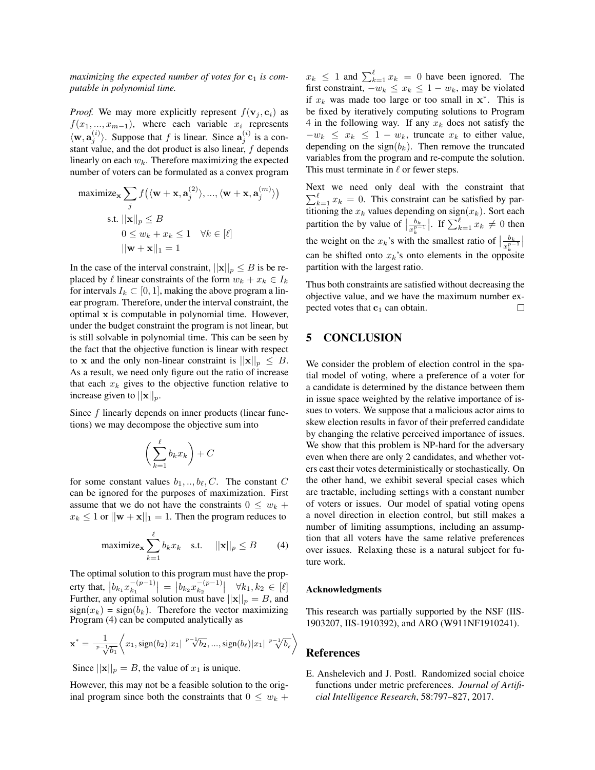*maximizing the expected number of votes for $\mathbf{c}_1$ is computable in polynomial time.*

*Proof.* We may more explicitly represent $f(\mathbf{v}_j, \mathbf{c}_i)$ as $f(x_1, ..., x_{m-1})$, where each variable $x_i$ represents $\langle \mathbf{w}, \mathbf{a}_j^{(i)} \rangle$. Suppose that $f$ is linear. Since $\mathbf{a}_j^{(i)}$ is a constant value, and the dot product is also linear, $f$ depends linearly on each $w_k$. Therefore maximizing the expected number of voters can be formulated as a convex program

$$
\begin{aligned}
\text{maximize}_{\mathbf{x}} & \sum_j f\big(\langle \mathbf{w} + \mathbf{x}, \mathbf{a}_j^{(2)} \rangle, ..., \langle \mathbf{w} + \mathbf{x}, \mathbf{a}_j^{(m)} \rangle\big) \\
\text{s.t. } & ||\mathbf{x}||_p \leq B \\
& 0 \leq w_k + x_k \leq 1 \quad \forall k \in [\ell] \\
& ||\mathbf{w} + \mathbf{x}||_1 = 1
\end{aligned}
$$

In the case of the interval constraint, $||\mathbf{x}||_p \leq B$ is be replaced by $\ell$ linear constraints of the form $w_k + x_k \in I_k$ for intervals $I_k \subset [0, 1]$, making the above program a linear program. Therefore, under the interval constraint, the optimal $\mathbf{x}$ is computable in polynomial time. However, under the budget constraint the program is not linear, but is still solvable in polynomial time. This can be seen by the fact that the objective function is linear with respect to $\mathbf{x}$ and the only non-linear constraint is $||\mathbf{x}||_p \leq B$. As a result, we need only figure out the ratio of increase that each $x_k$ gives to the objective function relative to increase given to $||\mathbf{x}||_p$.

Since $f$ linearly depends on inner products (linear functions) we may decompose the objective sum into

$$
\left( \sum_{k=1}^{\ell} b_k x_k \right) + C
$$

for some constant values $b_1, .., b_\ell, C$. The constant $C$ can be ignored for the purposes of maximization. First assume that we do not have the constraints $0 \leq w_k + x_k \leq 1$ or $||\mathbf{w} + \mathbf{x}||_1 = 1$. Then the program reduces to

$$
\text{maximize}_{\mathbf{x}} \sum_{k=1}^{\ell} b_k x_k \quad \text{s.t.} \quad ||\mathbf{x}||_p \leq B \tag{4}
$$

The optimal solution to this program must have the property that, $\left|b_{k_1} x_{k_1}^{-(p-1)}\right| = \left|b_{k_2} x_{k_2}^{-(p-1)}\right| \quad \forall k_1, k_2 \in [\ell]$ Further, any optimal solution must have $||\mathbf{x}||_p = B$, and $\text{sign}(x_k) = \text{sign}(b_k)$. Therefore the vector maximizing Program (4) can be computed analytically as

$$
\mathbf{x}^* = \frac{1}{\sqrt[p-1]{b_1}} \left\langle x_1, \text{sign}(b_2)|x_1| \sqrt[p-1]{b_2}, ..., \text{sign}(b_\ell)|x_1| \sqrt[p-1]{b_\ell} \right\rangle
$$

Since $||\mathbf{x}||_p = B$, the value of $x_1$ is unique.

However, this may not be a feasible solution to the original program since both the constraints that $0 \leq w_k + x_k \leq 1$ and $\sum_{k=1}^{\ell} x_k = 0$ have been ignored. The first constraint, $-w_k \leq x_k \leq 1 - w_k$, may be violated if $x_k$ was made too large or too small in $\mathbf{x}^*$. This is be fixed by iteratively computing solutions to Program 4 in the following way. If any $x_k$ does not satisfy the $-w_k \leq x_k \leq 1 - w_k$, truncate $x_k$ to either value, depending on the $\text{sign}(b_k)$. Then remove the truncated variables from the program and re-compute the solution. This must terminate in $\ell$ or fewer steps.

Next we need only deal with the constraint that $\sum_{k=1}^{\ell} x_k = 0$. This constraint can be satisfied by partitioning the $x_k$ values depending on $\text{sign}(x_k)$. Sort each partition the by value of $\left|\frac{b_k}{x_k^{p-1}}\right|$. If $\sum_{k=1}^{\ell} x_k \neq 0$ then the weight on the $x_k$'s with the smallest ratio of $\left|\frac{b_k}{x_k^{p-1}}\right|$ can be shifted onto $x_k$'s onto elements in the opposite partition with the largest ratio.

Thus both constraints are satisfied without decreasing the objective value, and we have the maximum number expected votes that $\mathbf{c}_1$ can obtain. □

# 5 CONCLUSION

We consider the problem of election control in the spatial model of voting, where a preference of a voter for a candidate is determined by the distance between them in issue space weighted by the relative importance of issues to voters. We suppose that a malicious actor aims to skew election results in favor of their preferred candidate by changing the relative perceived importance of issues. We show that this problem is NP-hard for the adversary even when there are only 2 candidates, and whether voters cast their votes deterministically or stochastically. On the other hand, we exhibit several special cases which are tractable, including settings with a constant number of voters or issues. Our model of spatial voting opens a novel direction in election control, but still makes a number of limiting assumptions, including an assumption that all voters have the same relative preferences over issues. Relaxing these is a natural subject for future work.

### Acknowledgments

This research was partially supported by the NSF (IIS-1903207, IIS-1910392), and ARO (W911NF1910241).

## References

E. Anshelevich and J. Postl. Randomized social choice functions under metric preferences. *Journal of Artificial Intelligence Research*, 58:797–827, 2017.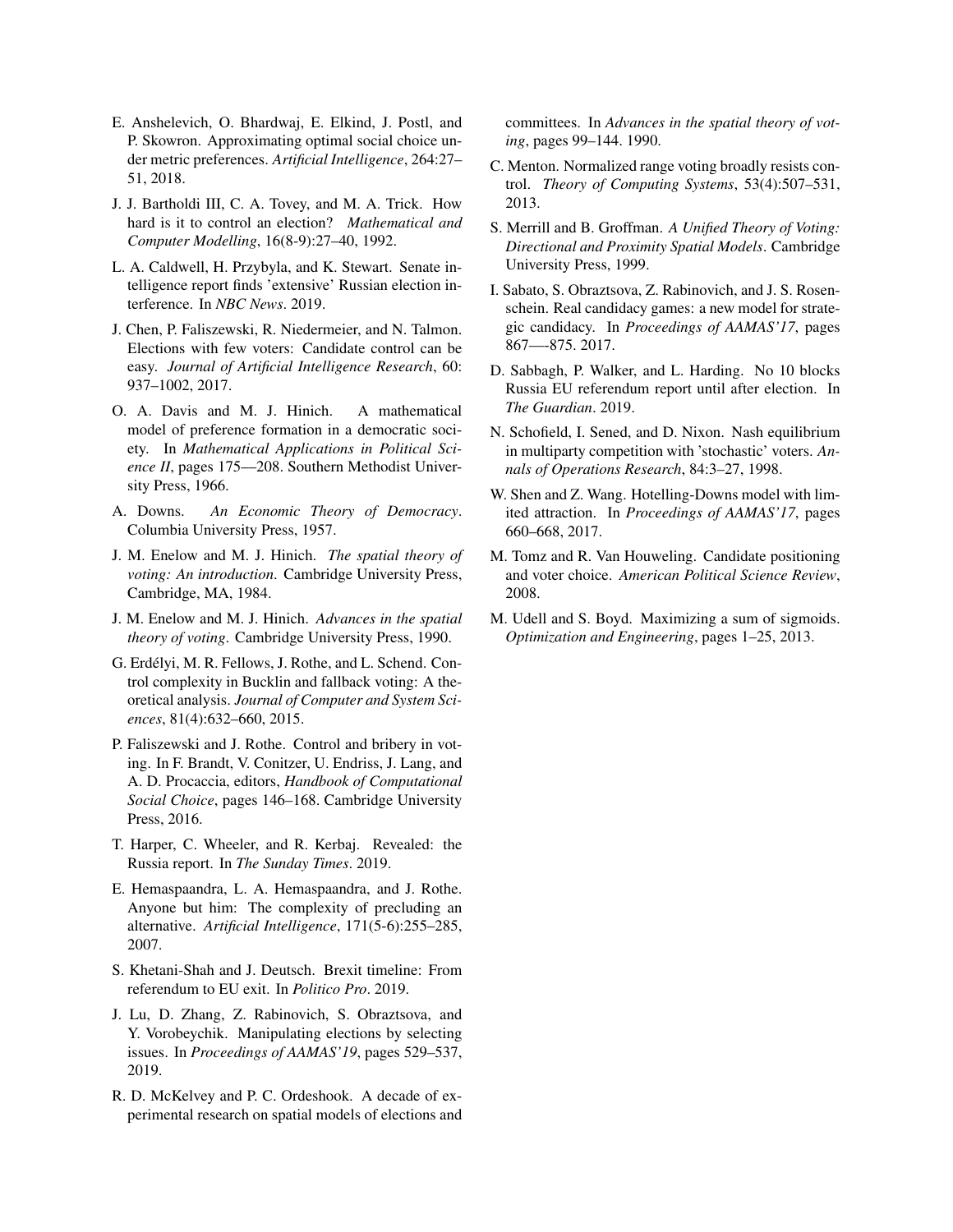E. Anshelevich, O. Bhardwaj, E. Elkind, J. Postl, and P. Skowron. Approximating optimal social choice under metric preferences. *Artificial Intelligence*, 264:27–51, 2018.

J. J. Bartholdi III, C. A. Tovey, and M. A. Trick. How hard is it to control an election? *Mathematical and Computer Modelling*, 16(8-9):27–40, 1992.

L. A. Caldwell, H. Przybyla, and K. Stewart. Senate intelligence report finds 'extensive' Russian election interference. In *NBC News*. 2019.

J. Chen, P. Faliszewski, R. Niedermeier, and N. Talmon. Elections with few voters: Candidate control can be easy. *Journal of Artificial Intelligence Research*, 60: 937–1002, 2017.

O. A. Davis and M. J. Hinich. A mathematical model of preference formation in a democratic society. In *Mathematical Applications in Political Science II*, pages 175—208. Southern Methodist University Press, 1966.

A. Downs. *An Economic Theory of Democracy*. Columbia University Press, 1957.

J. M. Enelow and M. J. Hinich. *The spatial theory of voting: An introduction*. Cambridge University Press, Cambridge, MA, 1984.

J. M. Enelow and M. J. Hinich. *Advances in the spatial theory of voting*. Cambridge University Press, 1990.

G. Erdélyi, M. R. Fellows, J. Rothe, and L. Schend. Control complexity in Bucklin and fallback voting: A theoretical analysis. *Journal of Computer and System Sciences*, 81(4):632–660, 2015.

P. Faliszewski and J. Rothe. Control and bribery in voting. In F. Brandt, V. Conitzer, U. Endriss, J. Lang, and A. D. Procaccia, editors, *Handbook of Computational Social Choice*, pages 146–168. Cambridge University Press, 2016.

T. Harper, C. Wheeler, and R. Kerbaj. Revealed: the Russia report. In *The Sunday Times*. 2019.

E. Hemaspaandra, L. A. Hemaspaandra, and J. Rothe. Anyone but him: The complexity of precluding an alternative. *Artificial Intelligence*, 171(5-6):255–285, 2007.

S. Khetani-Shah and J. Deutsch. Brexit timeline: From referendum to EU exit. In *Politico Pro*. 2019.

J. Lu, D. Zhang, Z. Rabinovich, S. Obraztsova, and Y. Vorobeychik. Manipulating elections by selecting issues. In *Proceedings of AAMAS'19*, pages 529–537, 2019.

R. D. McKelvey and P. C. Ordeshook. A decade of experimental research on spatial models of elections and committees. In *Advances in the spatial theory of voting*, pages 99–144. 1990.

C. Menton. Normalized range voting broadly resists control. *Theory of Computing Systems*, 53(4):507–531, 2013.

S. Merrill and B. Groffman. *A Unified Theory of Voting: Directional and Proximity Spatial Models*. Cambridge University Press, 1999.

I. Sabato, S. Obraztsova, Z. Rabinovich, and J. S. Rosenschein. Real candidacy games: a new model for strategic candidacy. In *Proceedings of AAMAS'17*, pages 867—-875. 2017.

D. Sabbagh, P. Walker, and L. Harding. No 10 blocks Russia EU referendum report until after election. In *The Guardian*. 2019.

N. Schofield, I. Sened, and D. Nixon. Nash equilibrium in multiparty competition with 'stochastic' voters. *Annals of Operations Research*, 84:3–27, 1998.

W. Shen and Z. Wang. Hotelling-Downs model with limited attraction. In *Proceedings of AAMAS'17*, pages 660–668, 2017.

M. Tomz and R. Van Houweling. Candidate positioning and voter choice. *American Political Science Review*, 2008.

M. Udell and S. Boyd. Maximizing a sum of sigmoids. *Optimization and Engineering*, pages 1–25, 2013.